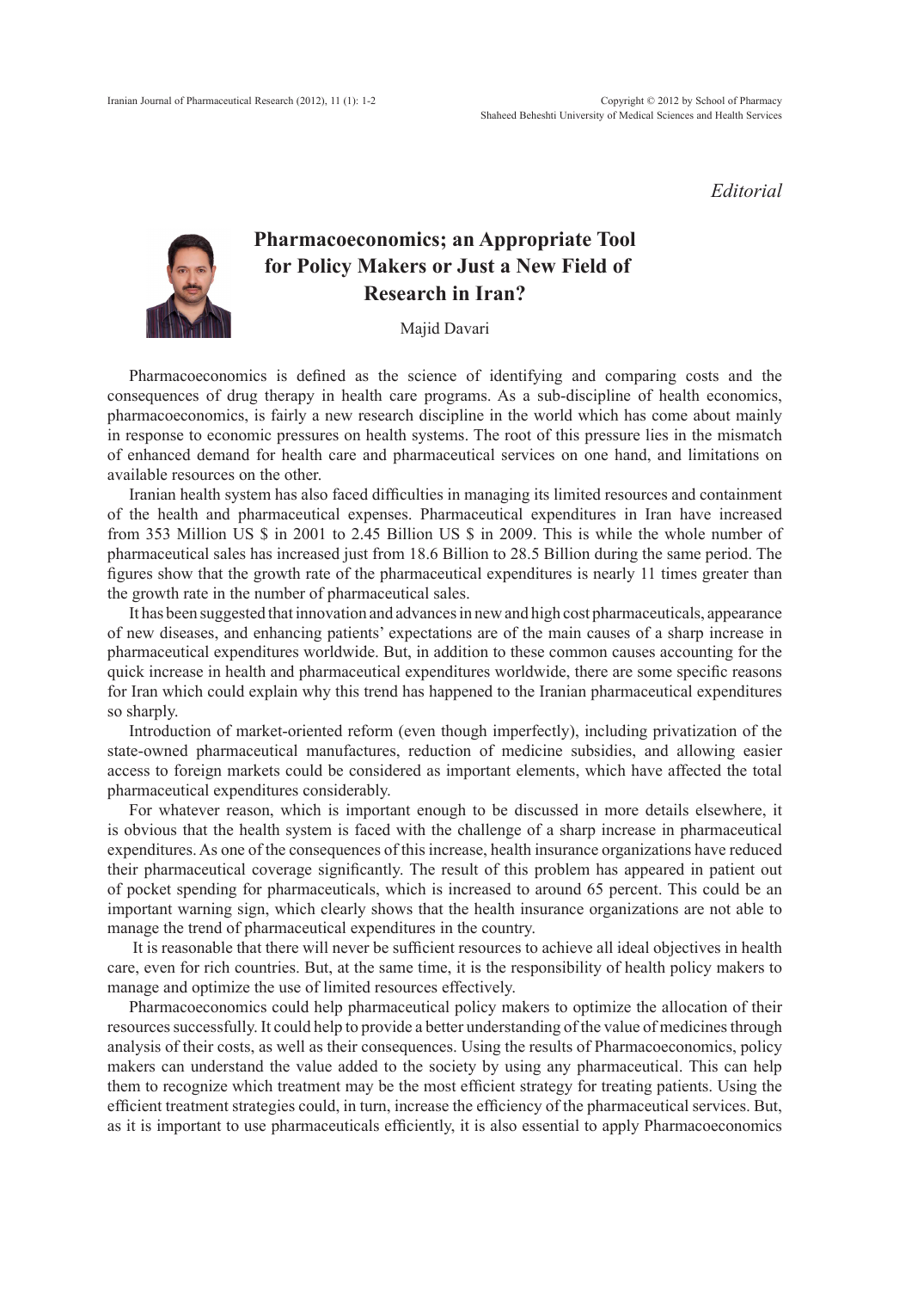*Editorial*

# Pharmacoeconomics; an Appropriate Tool for Policy Makers or Just a New Field of Research in Iran?

Majid Davari

Pharmacoeconomics is defined as the science of identifying and comparing costs and the consequences of drug therapy in health care programs. As a sub-discipline of health economics, pharmacoeconomics, is fairly a new research discipline in the world which has come about mainly in response to economic pressures on health systems. The root of this pressure lies in the mismatch of enhanced demand for health care and pharmaceutical services on one hand, and limitations on available resources on the other.

Iranian health system has also faced difficulties in managing its limited resources and containment of the health and pharmaceutical expenses. Pharmaceutical expenditures in Iran have increased from 353 Million US $ in 2001 to 2.45 Billion US $ in 2009. This is while the whole number of pharmaceutical sales has increased just from 18.6 Billion to 28.5 Billion during the same period. The figures show that the growth rate of the pharmaceutical expenditures is nearly 11 times greater than the growth rate in the number of pharmaceutical sales.

It has been suggested that innovation and advances in new and high cost pharmaceuticals, appearance of new diseases, and enhancing patients' expectations are of the main causes of a sharp increase in pharmaceutical expenditures worldwide. But, in addition to these common causes accounting for the quick increase in health and pharmaceutical expenditures worldwide, there are some specific reasons for Iran which could explain why this trend has happened to the Iranian pharmaceutical expenditures so sharply.

Introduction of market-oriented reform (even though imperfectly), including privatization of the state-owned pharmaceutical manufactures, reduction of medicine subsidies, and allowing easier access to foreign markets could be considered as important elements, which have affected the total pharmaceutical expenditures considerably.

For whatever reason, which is important enough to be discussed in more details elsewhere, it is obvious that the health system is faced with the challenge of a sharp increase in pharmaceutical expenditures. As one of the consequences of this increase, health insurance organizations have reduced their pharmaceutical coverage significantly. The result of this problem has appeared in patient out of pocket spending for pharmaceuticals, which is increased to around 65 percent. This could be an important warning sign, which clearly shows that the health insurance organizations are not able to manage the trend of pharmaceutical expenditures in the country.

It is reasonable that there will never be sufficient resources to achieve all ideal objectives in health care, even for rich countries. But, at the same time, it is the responsibility of health policy makers to manage and optimize the use of limited resources effectively.

Pharmacoeconomics could help pharmaceutical policy makers to optimize the allocation of their resources successfully. It could help to provide a better understanding of the value of medicines through analysis of their costs, as well as their consequences. Using the results of Pharmacoeconomics, policy makers can understand the value added to the society by using any pharmaceutical. This can help them to recognize which treatment may be the most efficient strategy for treating patients. Using the efficient treatment strategies could, in turn, increase the efficiency of the pharmaceutical services. But, as it is important to use pharmaceuticals efficiently, it is also essential to apply Pharmacoeconomics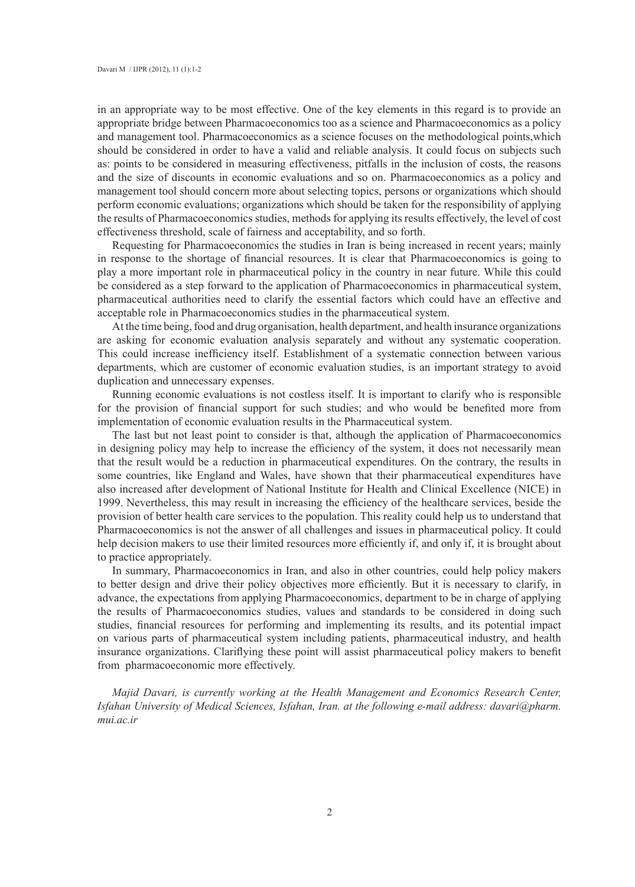in an appropriate way to be most effective. One of the key elements in this regard is to provide an appropriate bridge between Pharmacoeconomics too as a science and Pharmacoeconomics as a policy and management tool. Pharmacoeconomics as a science focuses on the methodological points,which should be considered in order to have a valid and reliable analysis. It could focus on subjects such as: points to be considered in measuring effectiveness, pitfalls in the inclusion of costs, the reasons and the size of discounts in economic evaluations and so on. Pharmacoeconomics as a policy and management tool should concern more about selecting topics, persons or organizations which should perform economic evaluations; organizations which should be taken for the responsibility of applying the results of Pharmacoeconomics studies, methods for applying its results effectively, the level of cost effectiveness threshold, scale of fairness and acceptability, and so forth.

Requesting for Pharmacoeconomics the studies in Iran is being increased in recent years; mainly in response to the shortage of financial resources. It is clear that Pharmacoeconomics is going to play a more important role in pharmaceutical policy in the country in near future. While this could be considered as a step forward to the application of Pharmacoeconomics in pharmaceutical system, pharmaceutical authorities need to clarify the essential factors which could have an effective and acceptable role in Pharmacoeconomics studies in the pharmaceutical system.

At the time being, food and drug organisation, health department, and health insurance organizations are asking for economic evaluation analysis separately and without any systematic cooperation. This could increase inefficiency itself. Establishment of a systematic connection between various departments, which are customer of economic evaluation studies, is an important strategy to avoid duplication and unnecessary expenses.

Running economic evaluations is not costless itself. It is important to clarify who is responsible for the provision of financial support for such studies; and who would be benefited more from implementation of economic evaluation results in the Pharmaceutical system.

The last but not least point to consider is that, although the application of Pharmacoeconomics in designing policy may help to increase the efficiency of the system, it does not necessarily mean that the result would be a reduction in pharmaceutical expenditures. On the contrary, the results in some countries, like England and Wales, have shown that their pharmaceutical expenditures have also increased after development of National Institute for Health and Clinical Excellence (NICE) in 1999. Nevertheless, this may result in increasing the efficiency of the healthcare services, beside the provision of better health care services to the population. This reality could help us to understand that Pharmacoeconomics is not the answer of all challenges and issues in pharmaceutical policy. It could help decision makers to use their limited resources more efficiently if, and only if, it is brought about to practice appropriately.

In summary, Pharmacoeconomics in Iran, and also in other countries, could help policy makers to better design and drive their policy objectives more efficiently. But it is necessary to clarify, in advance, the expectations from applying Pharmacoeconomics, department to be in charge of applying the results of Pharmacoeconomics studies, values and standards to be considered in doing such studies, financial resources for performing and implementing its results, and its potential impact on various parts of pharmaceutical system including patients, pharmaceutical industry, and health insurance organizations. Clariflying these point will assist pharmaceutical policy makers to benefit from pharmacoeconomic more effectively.

*Majid Davari, is currently working at the Health Management and Economics Research Center, Isfahan University of Medical Sciences, Isfahan, Iran. at the following e-mail address: davari@pharm.mui.ac.ir*